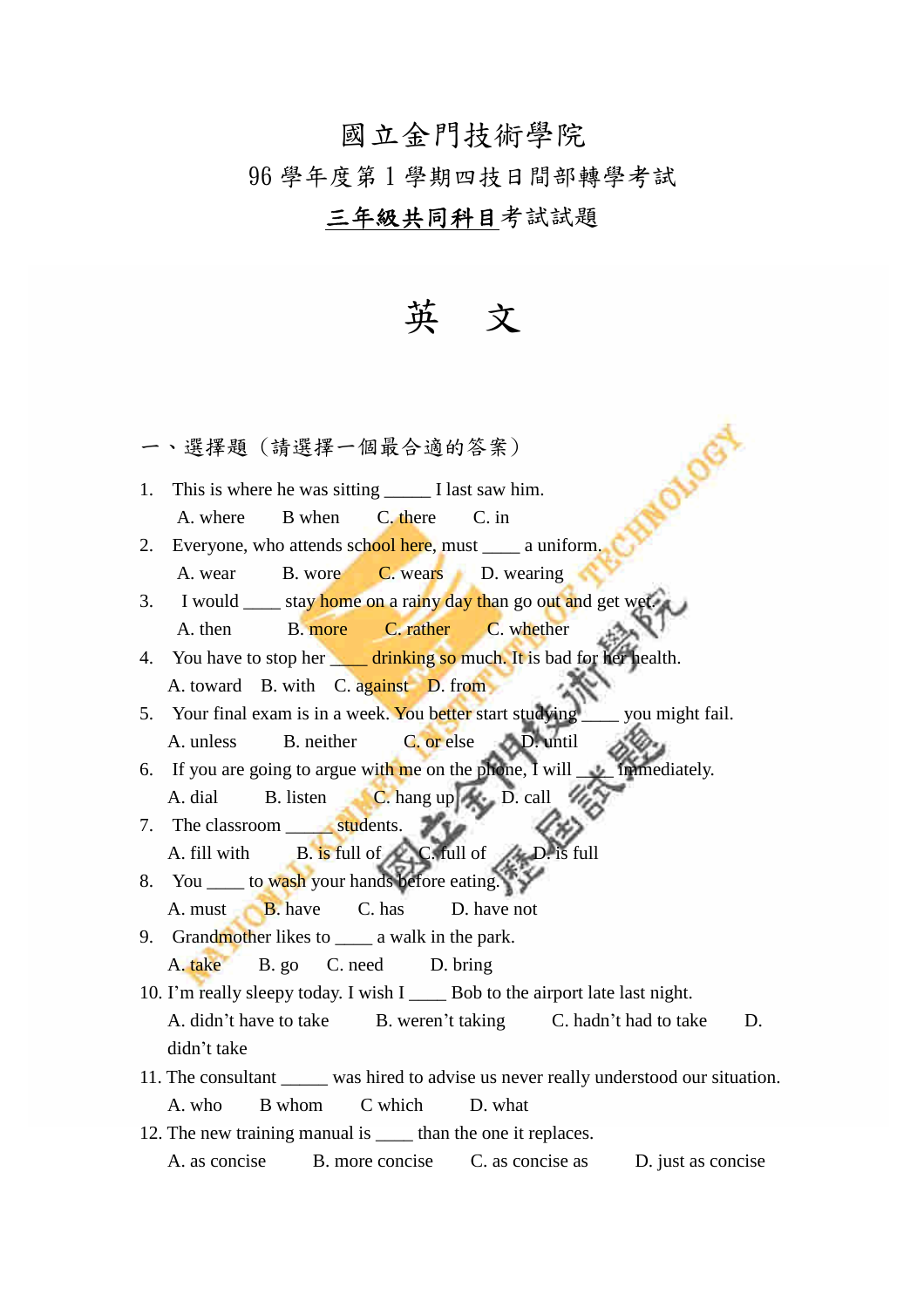# 國立金門技術學院

## 96 學年度第 1 學期四技日間部轉學考試

## 三年級共同科目考試試題

# 英　文

一、選擇題（請選擇一個最合適的答案）

1. This is where he was sitting _____ I last saw him.
   A. where　B when　C. there　C. in
2. Everyone, who attends school here, must ____ a uniform.
   A. wear　B. wore　C. wears　D. wearing
3. I would ____ stay home on a rainy day than go out and get wet.
   A. then　B. more　C. rather　C. whether
4. You have to stop her ____ drinking so much. It is bad for her health.
   A. toward　B. with　C. against　D. from
5. Your final exam is in a week. You better start studying ____ you might fail.
   A. unless　B. neither　C. or else　D. until
6. If you are going to argue with me on the phone, I will ____ immediately.
   A. dial　B. listen　C. hang up　D. call
7. The classroom _____ students.
   A. fill with　B. is full of　C. full of　D. is full
8. You ____ to wash your hands before eating.
   A. must　B. have　C. has　D. have not
9. Grandmother likes to ____ a walk in the park.
   A. take　B. go　C. need　D. bring
10. I'm really sleepy today. I wish I ____ Bob to the airport late last night.
    A. didn't have to take　B. weren't taking　C. hadn't had to take　D. didn't take
11. The consultant _____ was hired to advise us never really understood our situation.
    A. who　B whom　C which　D. what
12. The new training manual is ____ than the one it replaces.
    A. as concise　B. more concise　C. as concise as　D. just as concise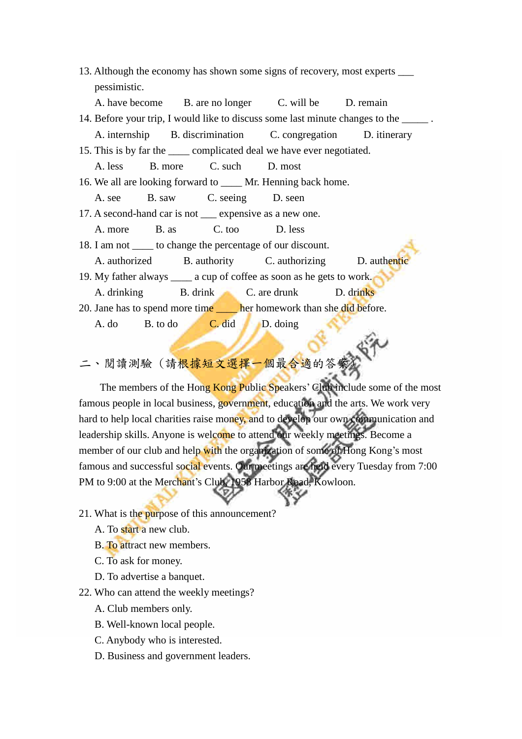13. Although the economy has shown some signs of recovery, most experts ___ pessimistic.

  A. have become  B. are no longer  C. will be  D. remain

14. Before your trip, I would like to discuss some last minute changes to the _____ .

  A. internship  B. discrimination  C. congregation  D. itinerary

15. This is by far the ____ complicated deal we have ever negotiated.

  A. less  B. more  C. such  D. most

16. We all are looking forward to ____ Mr. Henning back home.

  A. see  B. saw  C. seeing  D. seen

17. A second-hand car is not ___ expensive as a new one.

  A. more  B. as  C. too  D. less

18. I am not ____ to change the percentage of our discount.

  A. authorized  B. authority  C. authorizing  D. authentic

19. My father always ____ a cup of coffee as soon as he gets to work.

  A. drinking  B. drink  C. are drunk  D. drinks

20. Jane has to spend more time ____ her homework than she did before.

  A. do  B. to do  C. did  D. doing

## 二、閱讀測驗（請根據短文選擇一個最合適的答案）

The members of the Hong Kong Public Speakers' Club include some of the most famous people in local business, government, education and the arts. We work very hard to help local charities raise money, and to develop our own communication and leadership skills. Anyone is welcome to attend our weekly meetings. Become a member of our club and help with the organization of some of Hong Kong's most famous and successful social events. Our meetings are held every Tuesday from 7:00 PM to 9:00 at the Merchant's Club, 1958 Harbor Road, Kowloon.

21. What is the purpose of this announcement?

  A. To start a new club.
  B. To attract new members.
  C. To ask for money.
  D. To advertise a banquet.

22. Who can attend the weekly meetings?

  A. Club members only.
  B. Well-known local people.
  C. Anybody who is interested.
  D. Business and government leaders.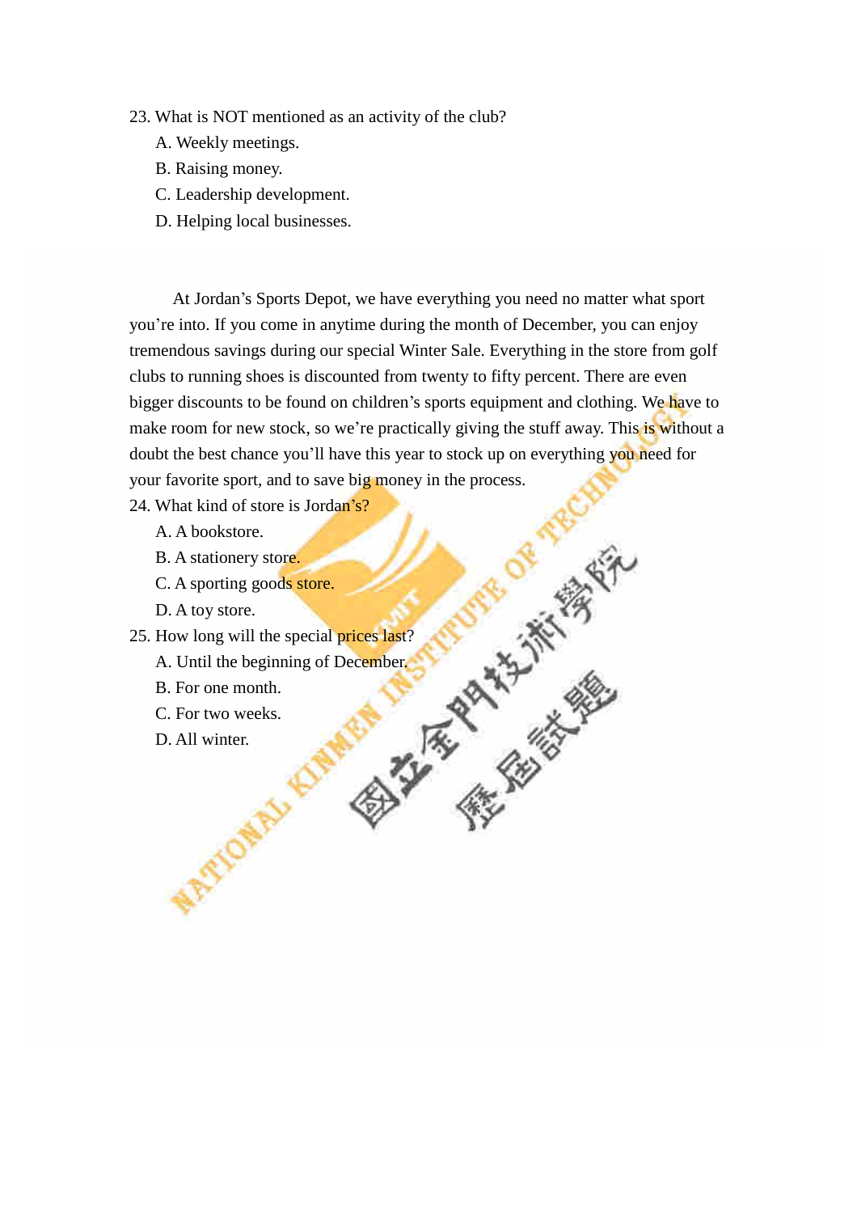23. What is NOT mentioned as an activity of the club?

   A. Weekly meetings.

   B. Raising money.

   C. Leadership development.

   D. Helping local businesses.

At Jordan's Sports Depot, we have everything you need no matter what sport you're into. If you come in anytime during the month of December, you can enjoy tremendous savings during our special Winter Sale. Everything in the store from golf clubs to running shoes is discounted from twenty to fifty percent. There are even bigger discounts to be found on children's sports equipment and clothing. We have to make room for new stock, so we're practically giving the stuff away. This is without a doubt the best chance you'll have this year to stock up on everything you need for your favorite sport, and to save big money in the process.

24. What kind of store is Jordan's?

   A. A bookstore.

   B. A stationery store.

   C. A sporting goods store.

   D. A toy store.

25. How long will the special prices last?

   A. Until the beginning of December.

   B. For one month.

   C. For two weeks.

   D. All winter.